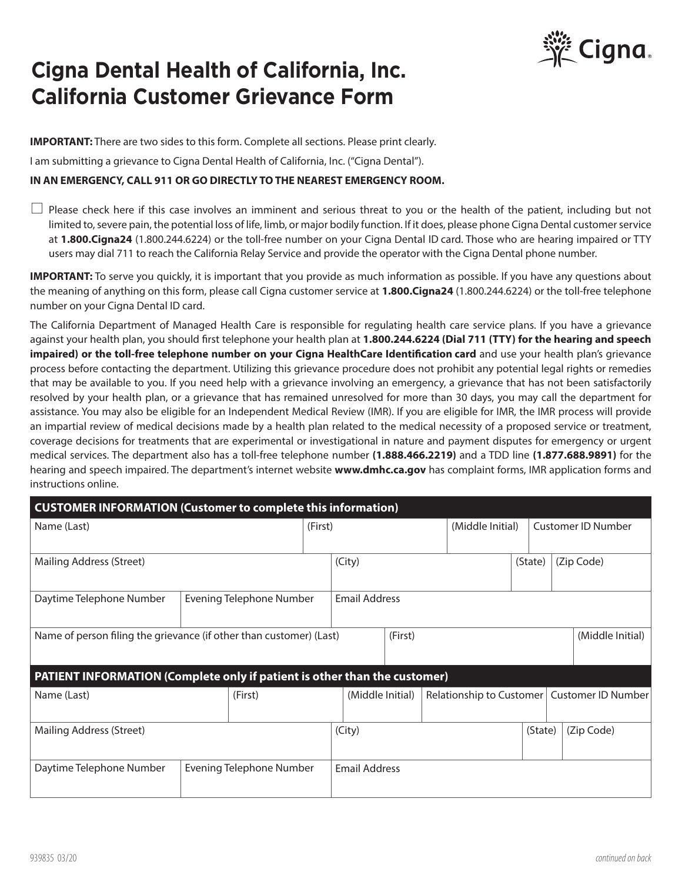# Cigna Dental Health of California, Inc.
# California Customer Grievance Form

**IMPORTANT:** There are two sides to this form. Complete all sections. Please print clearly.

I am submitting a grievance to Cigna Dental Health of California, Inc. ("Cigna Dental").

**IN AN EMERGENCY, CALL 911 OR GO DIRECTLY TO THE NEAREST EMERGENCY ROOM.**

☐ Please check here if this case involves an imminent and serious threat to you or the health of the patient, including but not limited to, severe pain, the potential loss of life, limb, or major bodily function. If it does, please phone Cigna Dental customer service at **1.800.Cigna24** (1.800.244.6224) or the toll-free number on your Cigna Dental ID card. Those who are hearing impaired or TTY users may dial 711 to reach the California Relay Service and provide the operator with the Cigna Dental phone number.

**IMPORTANT:** To serve you quickly, it is important that you provide as much information as possible. If you have any questions about the meaning of anything on this form, please call Cigna customer service at **1.800.Cigna24** (1.800.244.6224) or the toll-free telephone number on your Cigna Dental ID card.

The California Department of Managed Health Care is responsible for regulating health care service plans. If you have a grievance against your health plan, you should first telephone your health plan at **1.800.244.6224 (Dial 711 (TTY) for the hearing and speech impaired) or the toll-free telephone number on your Cigna HealthCare Identification card** and use your health plan's grievance process before contacting the department. Utilizing this grievance procedure does not prohibit any potential legal rights or remedies that may be available to you. If you need help with a grievance involving an emergency, a grievance that has not been satisfactorily resolved by your health plan, or a grievance that has remained unresolved for more than 30 days, you may call the department for assistance. You may also be eligible for an Independent Medical Review (IMR). If you are eligible for IMR, the IMR process will provide an impartial review of medical decisions made by a health plan related to the medical necessity of a proposed service or treatment, coverage decisions for treatments that are experimental or investigational in nature and payment disputes for emergency or urgent medical services. The department also has a toll-free telephone number **(1.888.466.2219)** and a TDD line **(1.877.688.9891)** for the hearing and speech impaired. The department's internet website **www.dmhc.ca.gov** has complaint forms, IMR application forms and instructions online.

## CUSTOMER INFORMATION (Customer to complete this information)

| Name (Last) | (First) | (Middle Initial) | Customer ID Number |
|---|---|---|---|
| | | | |

| Mailing Address (Street) | (City) | (State) | (Zip Code) |
|---|---|---|---|
| | | | |

| Daytime Telephone Number | Evening Telephone Number | Email Address |
|---|---|---|
| | | |

| Name of person filing the grievance (if other than customer) (Last) | (First) | (Middle Initial) |
|---|---|---|
| | | |

## PATIENT INFORMATION (Complete only if patient is other than the customer)

| Name (Last) | (First) | (Middle Initial) | Relationship to Customer | Customer ID Number |
|---|---|---|---|---|
| | | | | |

| Mailing Address (Street) | (City) | (State) | (Zip Code) |
|---|---|---|---|
| | | | |

| Daytime Telephone Number | Evening Telephone Number | Email Address |
|---|---|---|
| | | |

939835 03/20

*continued on back*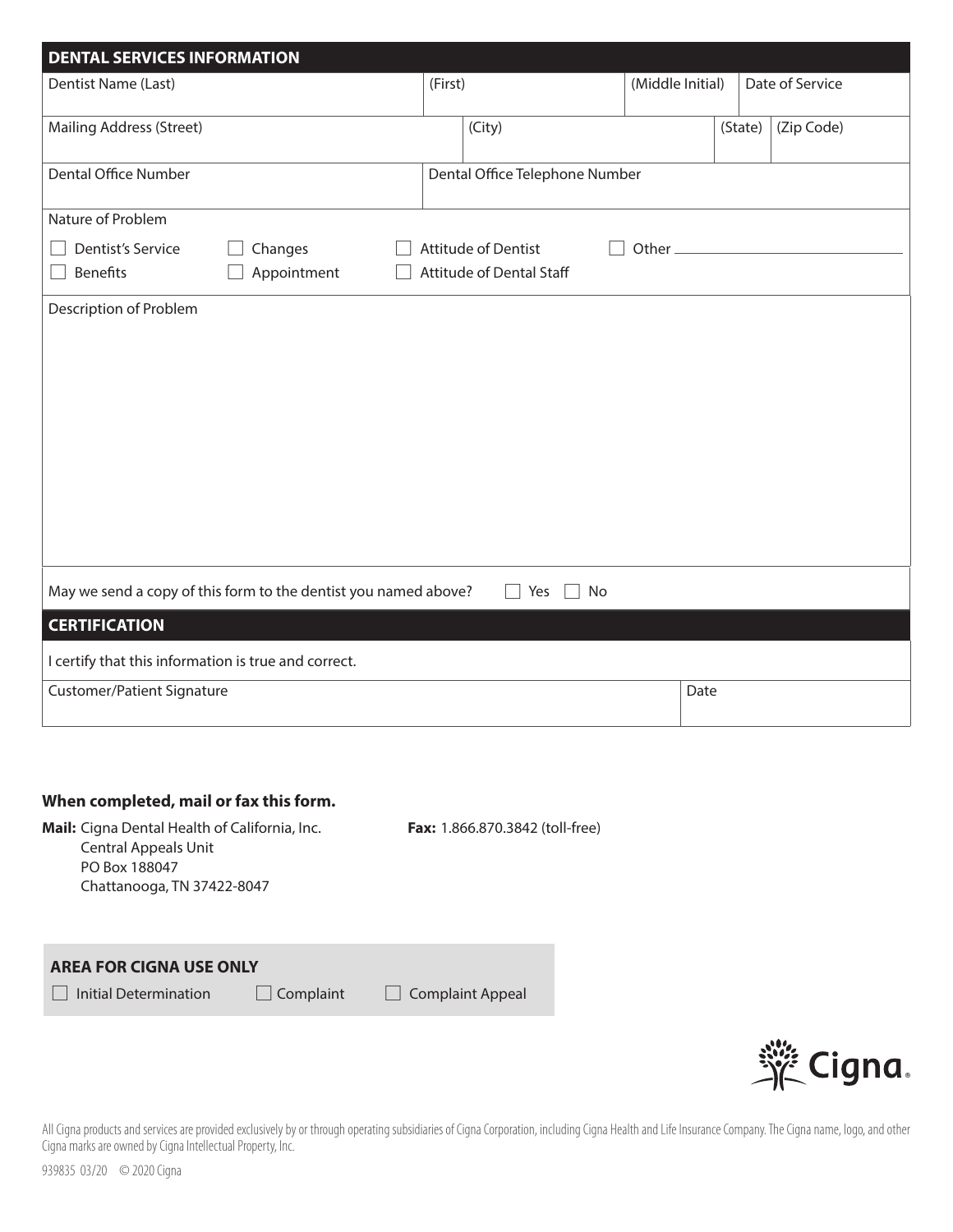## DENTAL SERVICES INFORMATION

| Dentist Name (Last) | (First) | (Middle Initial) | Date of Service |
|---|---|---|---|
| | | | |

| Mailing Address (Street) | (City) | (State) | (Zip Code) |
|---|---|---|---|
| | | | |

| Dental Office Number | Dental Office Telephone Number |
|---|---|
| | |

Nature of Problem

- ☐ Dentist's Service
- ☐ Changes
- ☐ Attitude of Dentist
- ☐ Other ______________________
- ☐ Benefits
- ☐ Appointment
- ☐ Attitude of Dental Staff

Description of Problem

May we send a copy of this form to the dentist you named above? ☐ Yes ☐ No

## CERTIFICATION

I certify that this information is true and correct.

| Customer/Patient Signature | Date |
|---|---|
| | |

**When completed, mail or fax this form.**

**Mail:** Cigna Dental Health of California, Inc.
Central Appeals Unit
PO Box 188047
Chattanooga, TN 37422-8047

**Fax:** 1.866.870.3842 (toll-free)

**AREA FOR CIGNA USE ONLY**

☐ Initial Determination ☐ Complaint ☐ Complaint Appeal

Cigna.

All Cigna products and services are provided exclusively by or through operating subsidiaries of Cigna Corporation, including Cigna Health and Life Insurance Company. The Cigna name, logo, and other Cigna marks are owned by Cigna Intellectual Property, Inc.

939835 03/20 © 2020 Cigna